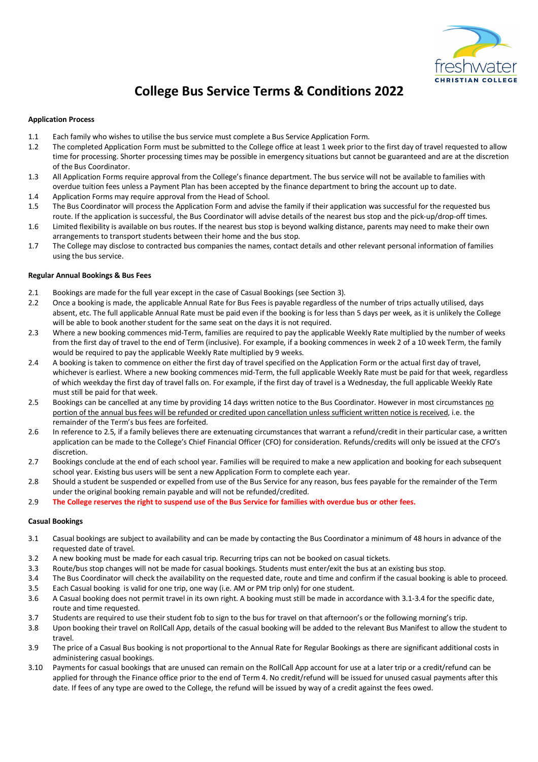# College Bus Service Terms & Conditions 2022

**Application Process**

1.1 Each family who wishes to utilise the bus service must complete a Bus Service Application Form.

1.2 The completed Application Form must be submitted to the College office at least 1 week prior to the first day of travel requested to allow time for processing. Shorter processing times may be possible in emergency situations but cannot be guaranteed and are at the discretion of the Bus Coordinator.

1.3 All Application Forms require approval from the College's finance department. The bus service will not be available to families with overdue tuition fees unless a Payment Plan has been accepted by the finance department to bring the account up to date.

1.4 Application Forms may require approval from the Head of School.

1.5 The Bus Coordinator will process the Application Form and advise the family if their application was successful for the requested bus route. If the application is successful, the Bus Coordinator will advise details of the nearest bus stop and the pick-up/drop-off times.

1.6 Limited flexibility is available on bus routes. If the nearest bus stop is beyond walking distance, parents may need to make their own arrangements to transport students between their home and the bus stop.

1.7 The College may disclose to contracted bus companies the names, contact details and other relevant personal information of families using the bus service.

**Regular Annual Bookings & Bus Fees**

2.1 Bookings are made for the full year except in the case of Casual Bookings (see Section 3).

2.2 Once a booking is made, the applicable Annual Rate for Bus Fees is payable regardless of the number of trips actually utilised, days absent, etc. The full applicable Annual Rate must be paid even if the booking is for less than 5 days per week, as it is unlikely the College will be able to book another student for the same seat on the days it is not required.

2.3 Where a new booking commences mid-Term, families are required to pay the applicable Weekly Rate multiplied by the number of weeks from the first day of travel to the end of Term (inclusive). For example, if a booking commences in week 2 of a 10 week Term, the family would be required to pay the applicable Weekly Rate multiplied by 9 weeks.

2.4 A booking is taken to commence on either the first day of travel specified on the Application Form or the actual first day of travel, whichever is earliest. Where a new booking commences mid-Term, the full applicable Weekly Rate must be paid for that week, regardless of which weekday the first day of travel falls on. For example, if the first day of travel is a Wednesday, the full applicable Weekly Rate must still be paid for that week.

2.5 Bookings can be cancelled at any time by providing 14 days written notice to the Bus Coordinator. However in most circumstances <u>no portion of the annual bus fees will be refunded or credited upon cancellation unless sufficient written notice is received</u>, i.e. the remainder of the Term's bus fees are forfeited.

2.6 In reference to 2.5, if a family believes there are extenuating circumstances that warrant a refund/credit in their particular case, a written application can be made to the College's Chief Financial Officer (CFO) for consideration. Refunds/credits will only be issued at the CFO's discretion.

2.7 Bookings conclude at the end of each school year. Families will be required to make a new application and booking for each subsequent school year. Existing bus users will be sent a new Application Form to complete each year.

2.8 Should a student be suspended or expelled from use of the Bus Service for any reason, bus fees payable for the remainder of the Term under the original booking remain payable and will not be refunded/credited.

2.9 **The College reserves the right to suspend use of the Bus Service for families with overdue bus or other fees.**

**Casual Bookings**

3.1 Casual bookings are subject to availability and can be made by contacting the Bus Coordinator a minimum of 48 hours in advance of the requested date of travel.

3.2 A new booking must be made for each casual trip. Recurring trips can not be booked on casual tickets.

3.3 Route/bus stop changes will not be made for casual bookings. Students must enter/exit the bus at an existing bus stop.

3.4 The Bus Coordinator will check the availability on the requested date, route and time and confirm if the casual booking is able to proceed.

3.5 Each Casual booking is valid for one trip, one way (i.e. AM or PM trip only) for one student.

3.6 A Casual booking does not permit travel in its own right. A booking must still be made in accordance with 3.1-3.4 for the specific date, route and time requested.

3.7 Students are required to use their student fob to sign to the bus for travel on that afternoon's or the following morning's trip.

3.8 Upon booking their travel on RollCall App, details of the casual booking will be added to the relevant Bus Manifest to allow the student to travel.

3.9 The price of a Casual Bus booking is not proportional to the Annual Rate for Regular Bookings as there are significant additional costs in administering casual bookings.

3.10 Payments for casual bookings that are unused can remain on the RollCall App account for use at a later trip or a credit/refund can be applied for through the Finance office prior to the end of Term 4. No credit/refund will be issued for unused casual payments after this date. If fees of any type are owed to the College, the refund will be issued by way of a credit against the fees owed.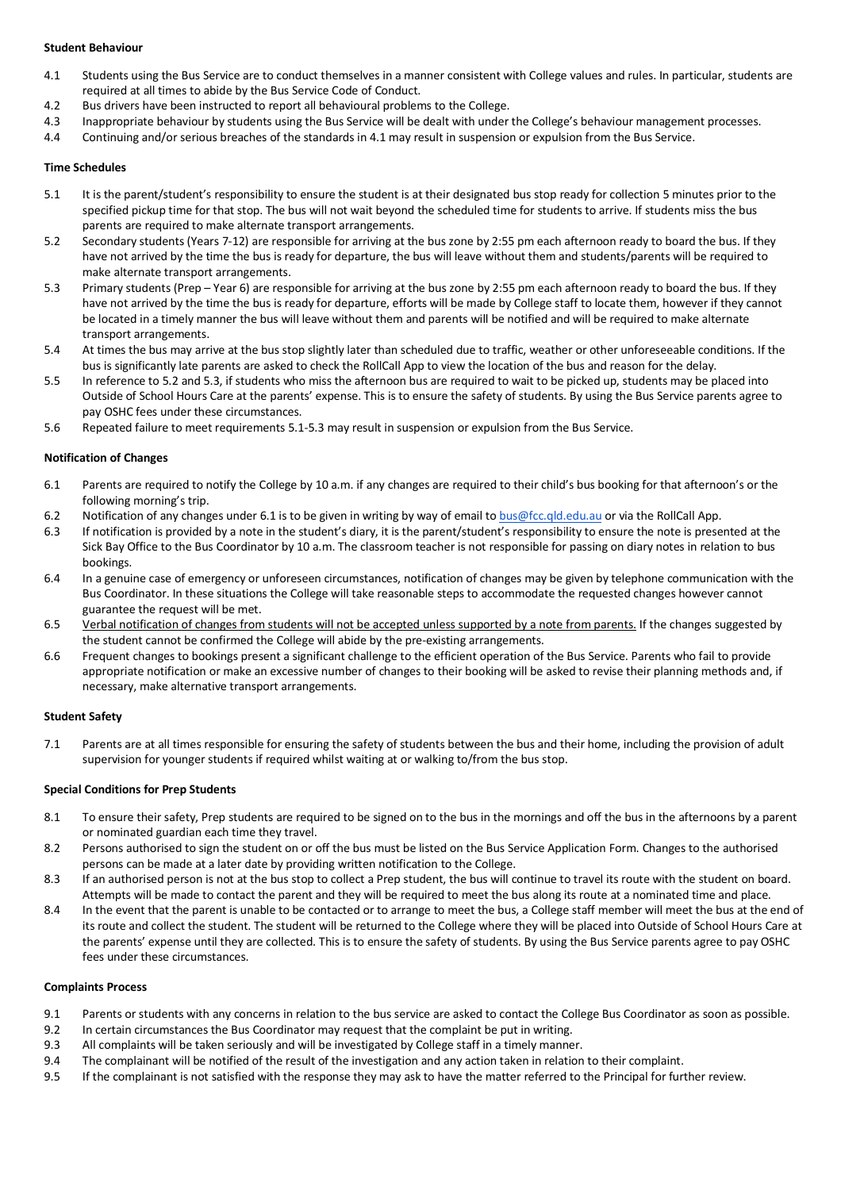**Student Behaviour**

4.1 Students using the Bus Service are to conduct themselves in a manner consistent with College values and rules. In particular, students are required at all times to abide by the Bus Service Code of Conduct.

4.2 Bus drivers have been instructed to report all behavioural problems to the College.

4.3 Inappropriate behaviour by students using the Bus Service will be dealt with under the College's behaviour management processes.

4.4 Continuing and/or serious breaches of the standards in 4.1 may result in suspension or expulsion from the Bus Service.

**Time Schedules**

5.1 It is the parent/student's responsibility to ensure the student is at their designated bus stop ready for collection 5 minutes prior to the specified pickup time for that stop. The bus will not wait beyond the scheduled time for students to arrive. If students miss the bus parents are required to make alternate transport arrangements.

5.2 Secondary students (Years 7-12) are responsible for arriving at the bus zone by 2:55 pm each afternoon ready to board the bus. If they have not arrived by the time the bus is ready for departure, the bus will leave without them and students/parents will be required to make alternate transport arrangements.

5.3 Primary students (Prep – Year 6) are responsible for arriving at the bus zone by 2:55 pm each afternoon ready to board the bus. If they have not arrived by the time the bus is ready for departure, efforts will be made by College staff to locate them, however if they cannot be located in a timely manner the bus will leave without them and parents will be notified and will be required to make alternate transport arrangements.

5.4 At times the bus may arrive at the bus stop slightly later than scheduled due to traffic, weather or other unforeseeable conditions. If the bus is significantly late parents are asked to check the RollCall App to view the location of the bus and reason for the delay.

5.5 In reference to 5.2 and 5.3, if students who miss the afternoon bus are required to wait to be picked up, students may be placed into Outside of School Hours Care at the parents' expense. This is to ensure the safety of students. By using the Bus Service parents agree to pay OSHC fees under these circumstances.

5.6 Repeated failure to meet requirements 5.1-5.3 may result in suspension or expulsion from the Bus Service.

**Notification of Changes**

6.1 Parents are required to notify the College by 10 a.m. if any changes are required to their child's bus booking for that afternoon's or the following morning's trip.

6.2 Notification of any changes under 6.1 is to be given in writing by way of email to bus@fcc.qld.edu.au or via the RollCall App.

6.3 If notification is provided by a note in the student's diary, it is the parent/student's responsibility to ensure the note is presented at the Sick Bay Office to the Bus Coordinator by 10 a.m. The classroom teacher is not responsible for passing on diary notes in relation to bus bookings.

6.4 In a genuine case of emergency or unforeseen circumstances, notification of changes may be given by telephone communication with the Bus Coordinator. In these situations the College will take reasonable steps to accommodate the requested changes however cannot guarantee the request will be met.

6.5 <u>Verbal notification of changes from students will not be accepted unless supported by a note from parents.</u> If the changes suggested by the student cannot be confirmed the College will abide by the pre-existing arrangements.

6.6 Frequent changes to bookings present a significant challenge to the efficient operation of the Bus Service. Parents who fail to provide appropriate notification or make an excessive number of changes to their booking will be asked to revise their planning methods and, if necessary, make alternative transport arrangements.

**Student Safety**

7.1 Parents are at all times responsible for ensuring the safety of students between the bus and their home, including the provision of adult supervision for younger students if required whilst waiting at or walking to/from the bus stop.

**Special Conditions for Prep Students**

8.1 To ensure their safety, Prep students are required to be signed on to the bus in the mornings and off the bus in the afternoons by a parent or nominated guardian each time they travel.

8.2 Persons authorised to sign the student on or off the bus must be listed on the Bus Service Application Form. Changes to the authorised persons can be made at a later date by providing written notification to the College.

8.3 If an authorised person is not at the bus stop to collect a Prep student, the bus will continue to travel its route with the student on board. Attempts will be made to contact the parent and they will be required to meet the bus along its route at a nominated time and place.

8.4 In the event that the parent is unable to be contacted or to arrange to meet the bus, a College staff member will meet the bus at the end of its route and collect the student. The student will be returned to the College where they will be placed into Outside of School Hours Care at the parents' expense until they are collected. This is to ensure the safety of students. By using the Bus Service parents agree to pay OSHC fees under these circumstances.

**Complaints Process**

9.1 Parents or students with any concerns in relation to the bus service are asked to contact the College Bus Coordinator as soon as possible.

9.2 In certain circumstances the Bus Coordinator may request that the complaint be put in writing.

9.3 All complaints will be taken seriously and will be investigated by College staff in a timely manner.

9.4 The complainant will be notified of the result of the investigation and any action taken in relation to their complaint.

9.5 If the complainant is not satisfied with the response they may ask to have the matter referred to the Principal for further review.